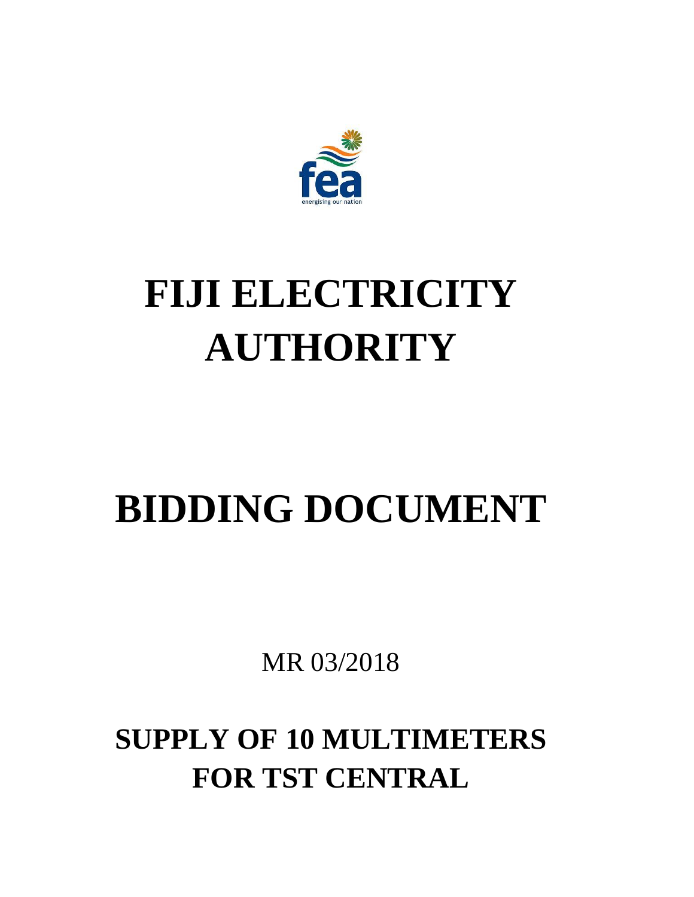fea

energising our nation

# FIJI ELECTRICITY AUTHORITY

# BIDDING DOCUMENT

MR 03/2018

## SUPPLY OF 10 MULTIMETERS FOR TST CENTRAL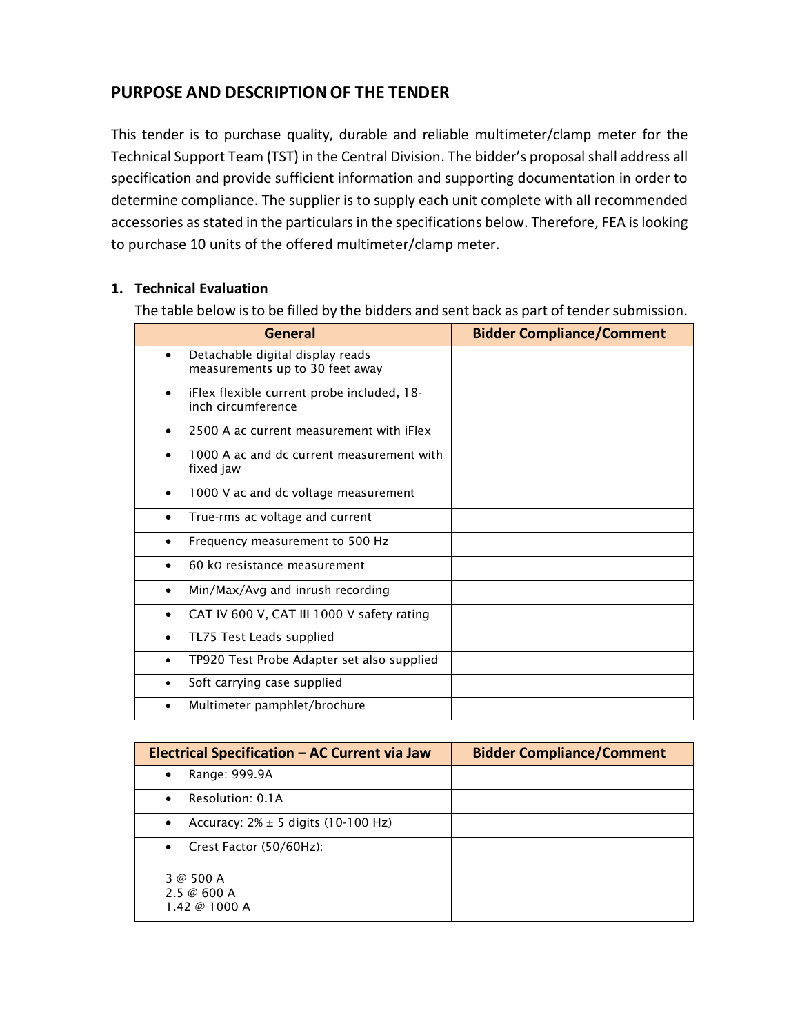## PURPOSE AND DESCRIPTION OF THE TENDER

This tender is to purchase quality, durable and reliable multimeter/clamp meter for the Technical Support Team (TST) in the Central Division. The bidder's proposal shall address all specification and provide sufficient information and supporting documentation in order to determine compliance. The supplier is to supply each unit complete with all recommended accessories as stated in the particulars in the specifications below. Therefore, FEA is looking to purchase 10 units of the offered multimeter/clamp meter.

1. **Technical Evaluation**

   The table below is to be filled by the bidders and sent back as part of tender submission.

| General | Bidder Compliance/Comment |
|---|---|
| • Detachable digital display reads measurements up to 30 feet away | |
| • iFlex flexible current probe included, 18-inch circumference | |
| • 2500 A ac current measurement with iFlex | |
| • 1000 A ac and dc current measurement with fixed jaw | |
| • 1000 V ac and dc voltage measurement | |
| • True-rms ac voltage and current | |
| • Frequency measurement to 500 Hz | |
| • 60 kΩ resistance measurement | |
| • Min/Max/Avg and inrush recording | |
| • CAT IV 600 V, CAT III 1000 V safety rating | |
| • TL75 Test Leads supplied | |
| • TP920 Test Probe Adapter set also supplied | |
| • Soft carrying case supplied | |
| • Multimeter pamphlet/brochure | |

| Electrical Specification – AC Current via Jaw | Bidder Compliance/Comment |
|---|---|
| • Range: 999.9A | |
| • Resolution: 0.1A | |
| • Accuracy: 2% ± 5 digits (10-100 Hz) | |
| • Crest Factor (50/60Hz):<br><br>3 @ 500 A<br>2.5 @ 600 A<br>1.42 @ 1000 A | |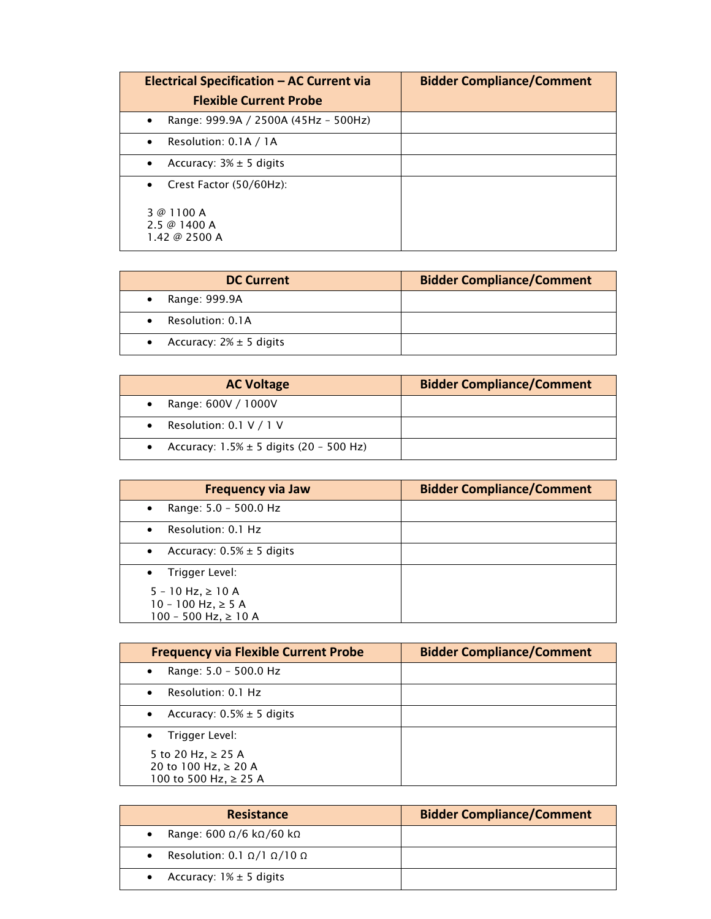| Electrical Specification – AC Current via Flexible Current Probe | Bidder Compliance/Comment |
| --- | --- |
| • Range: 999.9A / 2500A (45Hz – 500Hz) | |
| • Resolution: 0.1A / 1A | |
| • Accuracy: 3% ± 5 digits | |
| • Crest Factor (50/60Hz):<br><br>3 @ 1100 A<br>2.5 @ 1400 A<br>1.42 @ 2500 A | |

| DC Current | Bidder Compliance/Comment |
| --- | --- |
| • Range: 999.9A | |
| • Resolution: 0.1A | |
| • Accuracy: 2% ± 5 digits | |

| AC Voltage | Bidder Compliance/Comment |
| --- | --- |
| • Range: 600V / 1000V | |
| • Resolution: 0.1 V / 1 V | |
| • Accuracy: 1.5% ± 5 digits (20 – 500 Hz) | |

| Frequency via Jaw | Bidder Compliance/Comment |
| --- | --- |
| • Range: 5.0 – 500.0 Hz | |
| • Resolution: 0.1 Hz | |
| • Accuracy: 0.5% ± 5 digits | |
| • Trigger Level:<br>5 – 10 Hz, ≥ 10 A<br>10 – 100 Hz, ≥ 5 A<br>100 – 500 Hz, ≥ 10 A | |

| Frequency via Flexible Current Probe | Bidder Compliance/Comment |
| --- | --- |
| • Range: 5.0 – 500.0 Hz | |
| • Resolution: 0.1 Hz | |
| • Accuracy: 0.5% ± 5 digits | |
| • Trigger Level:<br>5 to 20 Hz, ≥ 25 A<br>20 to 100 Hz, ≥ 20 A<br>100 to 500 Hz, ≥ 25 A | |

| Resistance | Bidder Compliance/Comment |
| --- | --- |
| • Range: 600 Ω/6 kΩ/60 kΩ | |
| • Resolution: 0.1 Ω/1 Ω/10 Ω | |
| • Accuracy: 1% ± 5 digits | |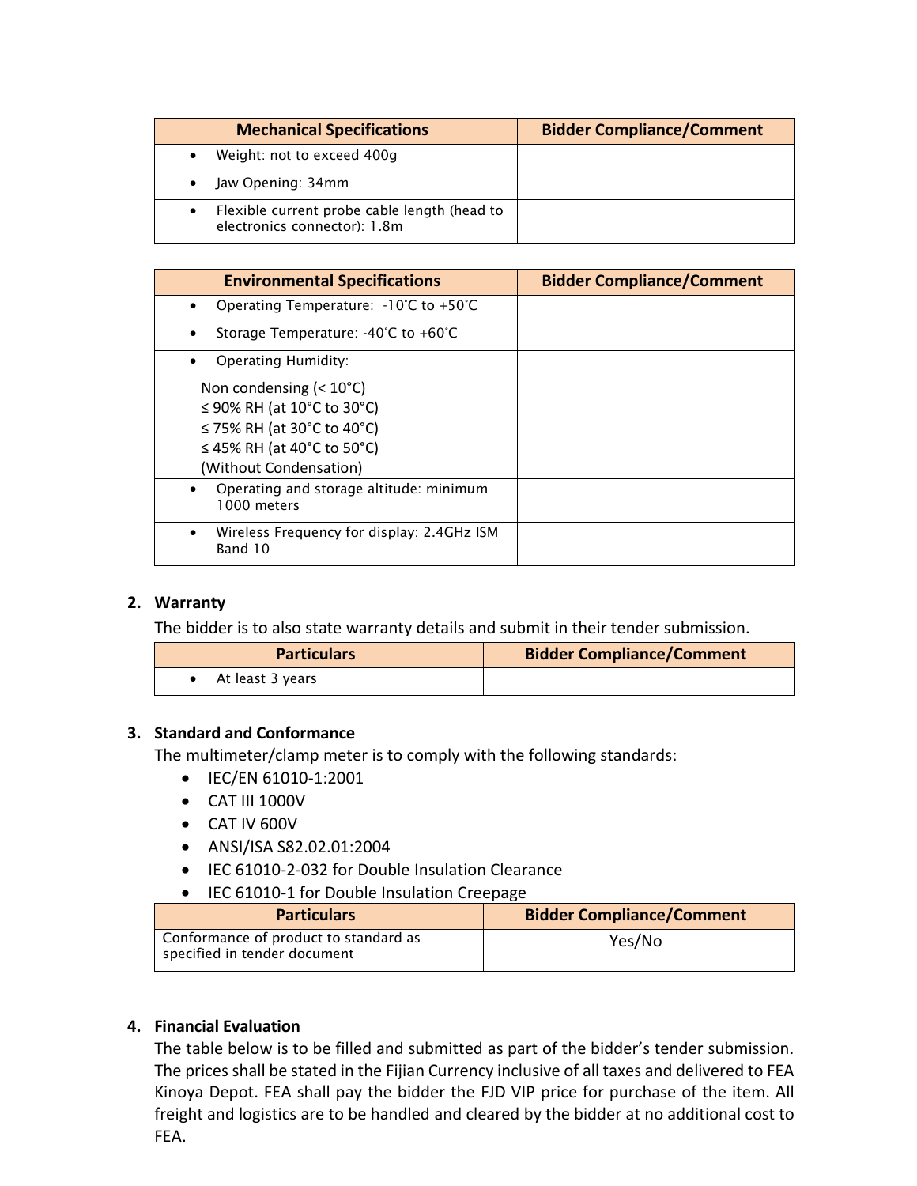| Mechanical Specifications | Bidder Compliance/Comment |
| --- | --- |
| • Weight: not to exceed 400g | |
| • Jaw Opening: 34mm | |
| • Flexible current probe cable length (head to electronics connector): 1.8m | |

| Environmental Specifications | Bidder Compliance/Comment |
| --- | --- |
| • Operating Temperature: -10˚C to +50˚C | |
| • Storage Temperature: -40˚C to +60˚C | |
| • Operating Humidity:<br><br>Non condensing (< 10°C)<br>≤ 90% RH (at 10°C to 30°C)<br>≤ 75% RH (at 30°C to 40°C)<br>≤ 45% RH (at 40°C to 50°C)<br>(Without Condensation) | |
| • Operating and storage altitude: minimum 1000 meters | |
| • Wireless Frequency for display: 2.4GHz ISM Band 10 | |

## 2. Warranty

The bidder is to also state warranty details and submit in their tender submission.

| Particulars | Bidder Compliance/Comment |
| --- | --- |
| • At least 3 years | |

## 3. Standard and Conformance

The multimeter/clamp meter is to comply with the following standards:

- IEC/EN 61010-1:2001
- CAT III 1000V
- CAT IV 600V
- ANSI/ISA S82.02.01:2004
- IEC 61010-2-032 for Double Insulation Clearance
- IEC 61010-1 for Double Insulation Creepage

| Particulars | Bidder Compliance/Comment |
| --- | --- |
| Conformance of product to standard as specified in tender document | Yes/No |

## 4. Financial Evaluation

The table below is to be filled and submitted as part of the bidder's tender submission. The prices shall be stated in the Fijian Currency inclusive of all taxes and delivered to FEA Kinoya Depot. FEA shall pay the bidder the FJD VIP price for purchase of the item. All freight and logistics are to be handled and cleared by the bidder at no additional cost to FEA.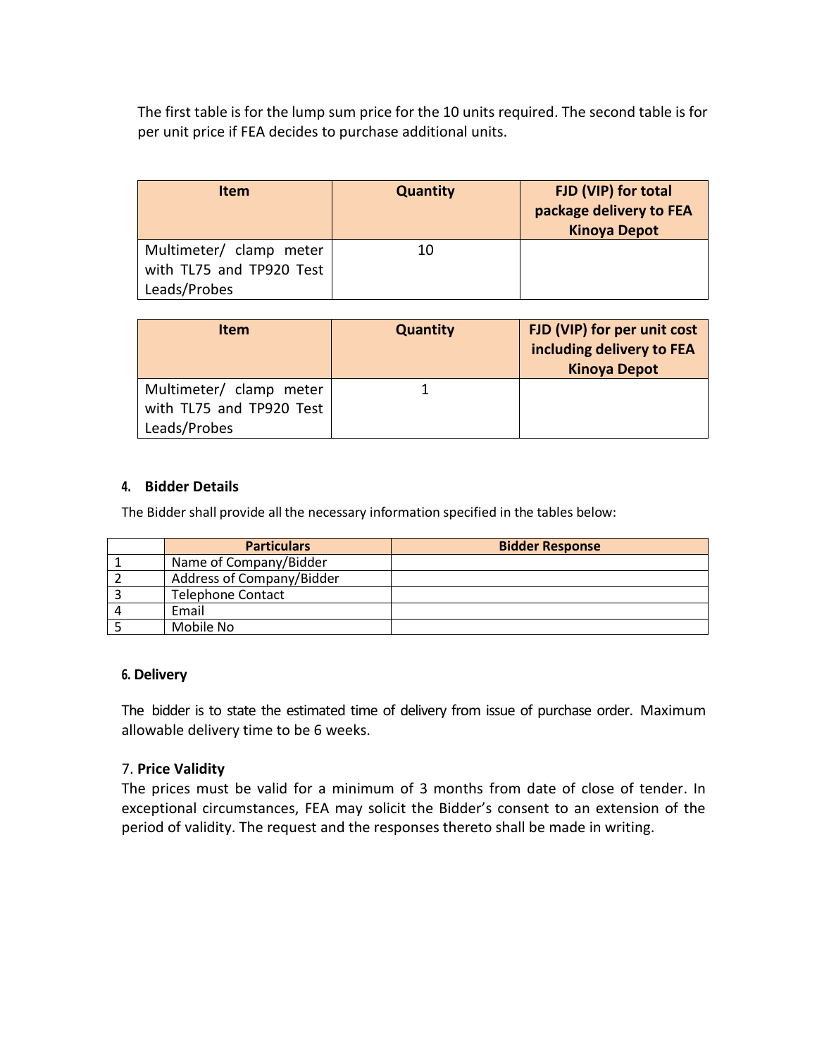The first table is for the lump sum price for the 10 units required. The second table is for per unit price if FEA decides to purchase additional units.

| Item | Quantity | FJD (VIP) for total package delivery to FEA Kinoya Depot |
|---|---|---|
| Multimeter/ clamp meter with TL75 and TP920 Test Leads/Probes | 10 | |

| Item | Quantity | FJD (VIP) for per unit cost including delivery to FEA Kinoya Depot |
|---|---|---|
| Multimeter/ clamp meter with TL75 and TP920 Test Leads/Probes | 1 | |

#### 4. Bidder Details

The Bidder shall provide all the necessary information specified in the tables below:

| | Particulars | Bidder Response |
|---|---|---|
| 1 | Name of Company/Bidder | |
| 2 | Address of Company/Bidder | |
| 3 | Telephone Contact | |
| 4 | Email | |
| 5 | Mobile No | |

#### 6. Delivery

The bidder is to state the estimated time of delivery from issue of purchase order. Maximum allowable delivery time to be 6 weeks.

#### 7. Price Validity

The prices must be valid for a minimum of 3 months from date of close of tender. In exceptional circumstances, FEA may solicit the Bidder's consent to an extension of the period of validity. The request and the responses thereto shall be made in writing.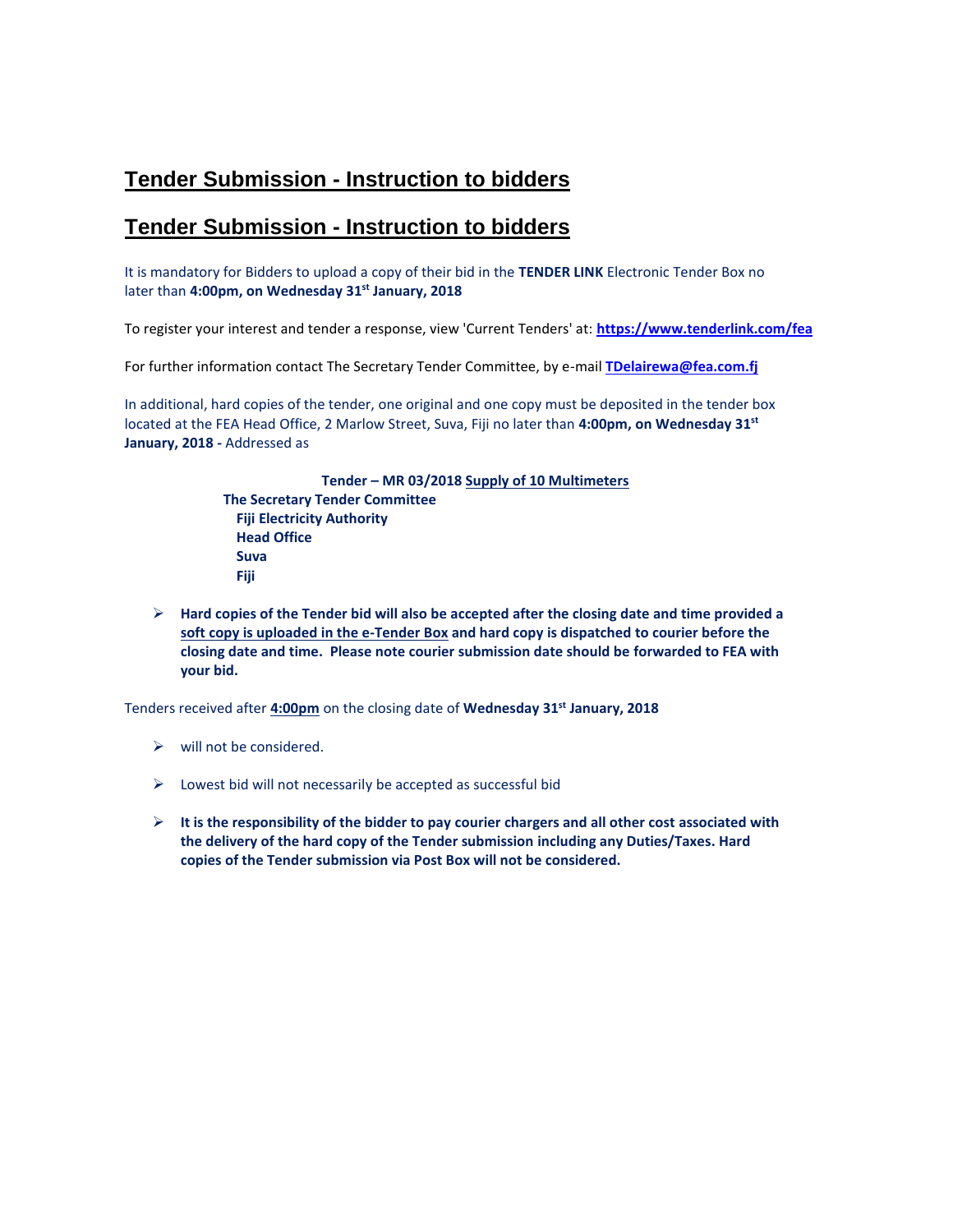## Tender Submission - Instruction to bidders

## Tender Submission - Instruction to bidders

It is mandatory for Bidders to upload a copy of their bid in the **TENDER LINK** Electronic Tender Box no later than **4:00pm, on Wednesday 31st January, 2018**

To register your interest and tender a response, view 'Current Tenders' at: **https://www.tenderlink.com/fea**

For further information contact The Secretary Tender Committee, by e-mail **TDelairewa@fea.com.fj**

In additional, hard copies of the tender, one original and one copy must be deposited in the tender box located at the FEA Head Office, 2 Marlow Street, Suva, Fiji no later than **4:00pm, on Wednesday 31st January, 2018 -** Addressed as

**Tender – MR 03/2018 Supply of 10 Multimeters**
**The Secretary Tender Committee**
**Fiji Electricity Authority**
**Head Office**
**Suva**
**Fiji**

- **Hard copies of the Tender bid will also be accepted after the closing date and time provided a soft copy is uploaded in the e-Tender Box and hard copy is dispatched to courier before the closing date and time. Please note courier submission date should be forwarded to FEA with your bid.**

Tenders received after **4:00pm** on the closing date of **Wednesday 31st January, 2018**

- will not be considered.
- Lowest bid will not necessarily be accepted as successful bid
- **It is the responsibility of the bidder to pay courier chargers and all other cost associated with the delivery of the hard copy of the Tender submission including any Duties/Taxes. Hard copies of the Tender submission via Post Box will not be considered.**